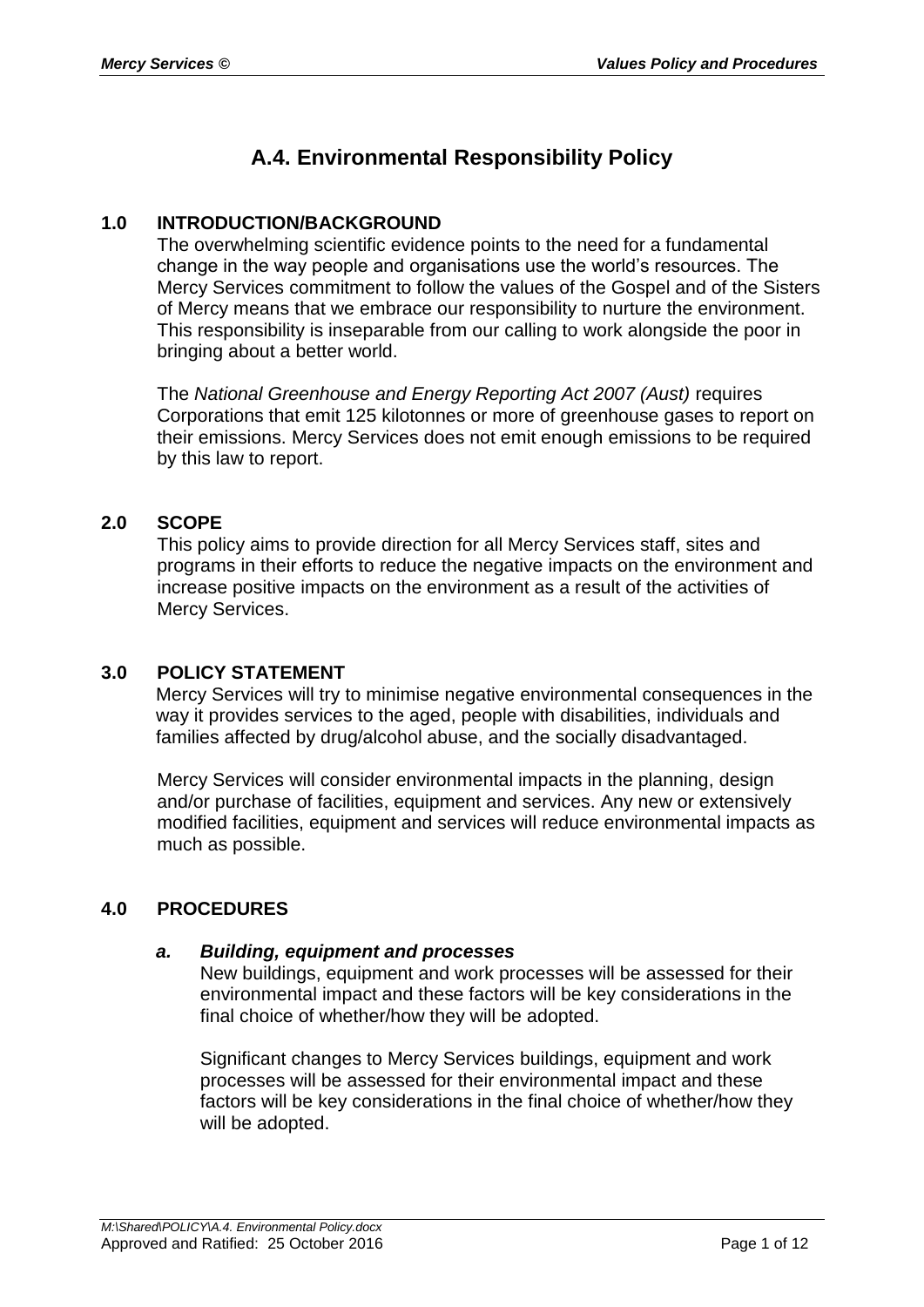# A.4. Environmental Responsibility Policy

## 1.0 INTRODUCTION/BACKGROUND

The overwhelming scientific evidence points to the need for a fundamental change in the way people and organisations use the world's resources. The Mercy Services commitment to follow the values of the Gospel and of the Sisters of Mercy means that we embrace our responsibility to nurture the environment. This responsibility is inseparable from our calling to work alongside the poor in bringing about a better world.

The *National Greenhouse and Energy Reporting Act 2007 (Aust)* requires Corporations that emit 125 kilotonnes or more of greenhouse gases to report on their emissions. Mercy Services does not emit enough emissions to be required by this law to report.

## 2.0 SCOPE

This policy aims to provide direction for all Mercy Services staff, sites and programs in their efforts to reduce the negative impacts on the environment and increase positive impacts on the environment as a result of the activities of Mercy Services.

## 3.0 POLICY STATEMENT

Mercy Services will try to minimise negative environmental consequences in the way it provides services to the aged, people with disabilities, individuals and families affected by drug/alcohol abuse, and the socially disadvantaged.

Mercy Services will consider environmental impacts in the planning, design and/or purchase of facilities, equipment and services. Any new or extensively modified facilities, equipment and services will reduce environmental impacts as much as possible.

## 4.0 PROCEDURES

### *a. Building, equipment and processes*

New buildings, equipment and work processes will be assessed for their environmental impact and these factors will be key considerations in the final choice of whether/how they will be adopted.

Significant changes to Mercy Services buildings, equipment and work processes will be assessed for their environmental impact and these factors will be key considerations in the final choice of whether/how they will be adopted.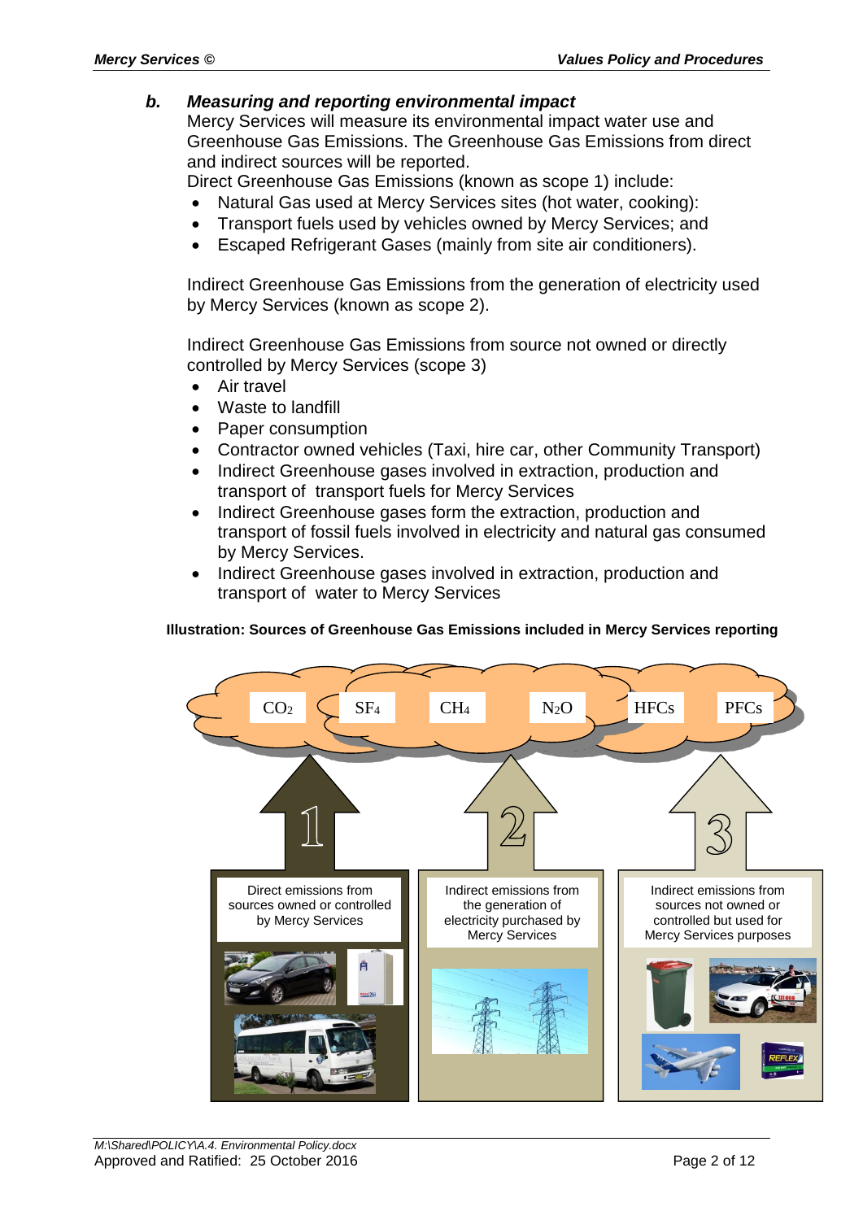### b. *Measuring and reporting environmental impact*

Mercy Services will measure its environmental impact water use and Greenhouse Gas Emissions. The Greenhouse Gas Emissions from direct and indirect sources will be reported.

Direct Greenhouse Gas Emissions (known as scope 1) include:

- Natural Gas used at Mercy Services sites (hot water, cooking):
- Transport fuels used by vehicles owned by Mercy Services; and
- Escaped Refrigerant Gases (mainly from site air conditioners).

Indirect Greenhouse Gas Emissions from the generation of electricity used by Mercy Services (known as scope 2).

Indirect Greenhouse Gas Emissions from source not owned or directly controlled by Mercy Services (scope 3)

- Air travel
- Waste to landfill
- Paper consumption
- Contractor owned vehicles (Taxi, hire car, other Community Transport)
- Indirect Greenhouse gases involved in extraction, production and transport of transport fuels for Mercy Services
- Indirect Greenhouse gases form the extraction, production and transport of fossil fuels involved in electricity and natural gas consumed by Mercy Services.
- Indirect Greenhouse gases involved in extraction, production and transport of water to Mercy Services

**Illustration: Sources of Greenhouse Gas Emissions included in Mercy Services reporting**

$CO_2$ | $SF_4$ | $CH_4$ | $N_2O$ | HFCs | PFCs

1 — Direct emissions from sources owned or controlled by Mercy Services

2 — Indirect emissions from the generation of electricity purchased by Mercy Services

3 — Indirect emissions from sources not owned or controlled but used for Mercy Services purposes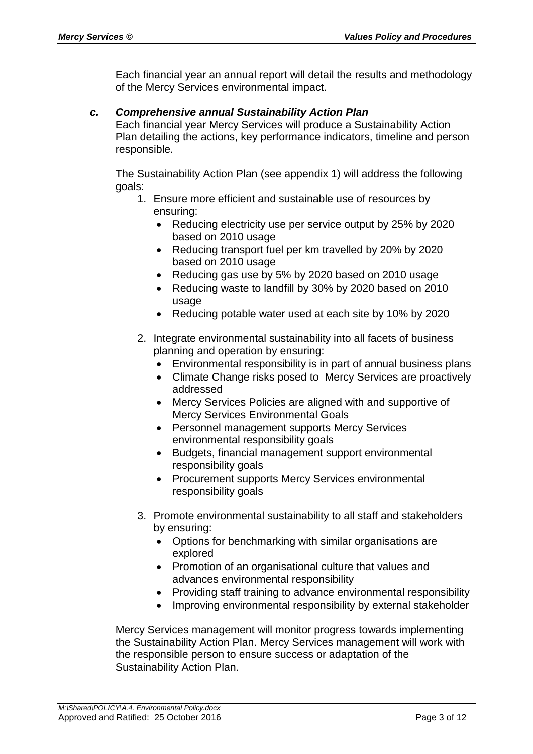Each financial year an annual report will detail the results and methodology of the Mercy Services environmental impact.

### *c. Comprehensive annual Sustainability Action Plan*

Each financial year Mercy Services will produce a Sustainability Action Plan detailing the actions, key performance indicators, timeline and person responsible.

The Sustainability Action Plan (see appendix 1) will address the following goals:

1. Ensure more efficient and sustainable use of resources by ensuring:
   - Reducing electricity use per service output by 25% by 2020 based on 2010 usage
   - Reducing transport fuel per km travelled by 20% by 2020 based on 2010 usage
   - Reducing gas use by 5% by 2020 based on 2010 usage
   - Reducing waste to landfill by 30% by 2020 based on 2010 usage
   - Reducing potable water used at each site by 10% by 2020

2. Integrate environmental sustainability into all facets of business planning and operation by ensuring:
   - Environmental responsibility is in part of annual business plans
   - Climate Change risks posed to Mercy Services are proactively addressed
   - Mercy Services Policies are aligned with and supportive of Mercy Services Environmental Goals
   - Personnel management supports Mercy Services environmental responsibility goals
   - Budgets, financial management support environmental responsibility goals
   - Procurement supports Mercy Services environmental responsibility goals

3. Promote environmental sustainability to all staff and stakeholders by ensuring:
   - Options for benchmarking with similar organisations are explored
   - Promotion of an organisational culture that values and advances environmental responsibility
   - Providing staff training to advance environmental responsibility
   - Improving environmental responsibility by external stakeholder

Mercy Services management will monitor progress towards implementing the Sustainability Action Plan. Mercy Services management will work with the responsible person to ensure success or adaptation of the Sustainability Action Plan.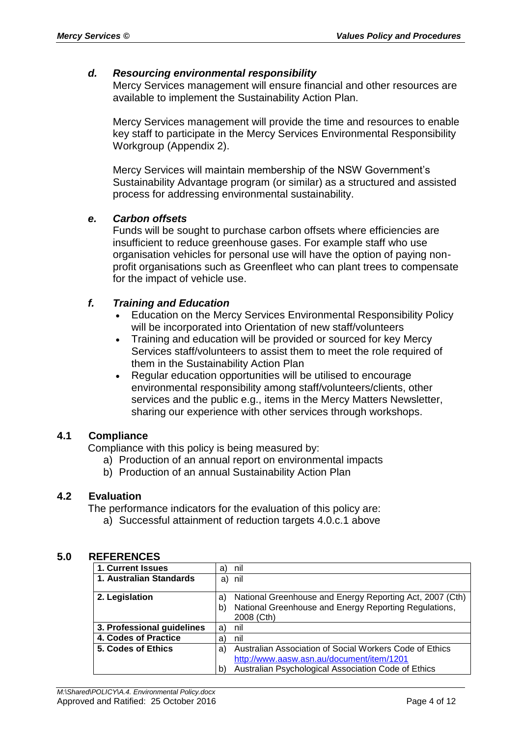### *d. Resourcing environmental responsibility*

Mercy Services management will ensure financial and other resources are available to implement the Sustainability Action Plan.

Mercy Services management will provide the time and resources to enable key staff to participate in the Mercy Services Environmental Responsibility Workgroup (Appendix 2).

Mercy Services will maintain membership of the NSW Government's Sustainability Advantage program (or similar) as a structured and assisted process for addressing environmental sustainability.

### *e. Carbon offsets*

Funds will be sought to purchase carbon offsets where efficiencies are insufficient to reduce greenhouse gases. For example staff who use organisation vehicles for personal use will have the option of paying non-profit organisations such as Greenfleet who can plant trees to compensate for the impact of vehicle use.

### *f. Training and Education*

- Education on the Mercy Services Environmental Responsibility Policy will be incorporated into Orientation of new staff/volunteers
- Training and education will be provided or sourced for key Mercy Services staff/volunteers to assist them to meet the role required of them in the Sustainability Action Plan
- Regular education opportunities will be utilised to encourage environmental responsibility among staff/volunteers/clients, other services and the public e.g., items in the Mercy Matters Newsletter, sharing our experience with other services through workshops.

## 4.1 Compliance

Compliance with this policy is being measured by:

a) Production of an annual report on environmental impacts
b) Production of an annual Sustainability Action Plan

## 4.2 Evaluation

The performance indicators for the evaluation of this policy are:

a) Successful attainment of reduction targets 4.0.c.1 above

## 5.0 REFERENCES

| | |
|---|---|
| **1. Current Issues** | a) nil |
| **1. Australian Standards** | a) nil |
| **2. Legislation** | a) National Greenhouse and Energy Reporting Act, 2007 (Cth)<br>b) National Greenhouse and Energy Reporting Regulations, 2008 (Cth) |
| **3. Professional guidelines** | a) nil |
| **4. Codes of Practice** | a) nil |
| **5. Codes of Ethics** | a) Australian Association of Social Workers Code of Ethics http://www.aasw.asn.au/document/item/1201<br>b) Australian Psychological Association Code of Ethics |

M:\Shared\POLICY\A.4. Environmental Policy.docx
Approved and Ratified: 25 October 2016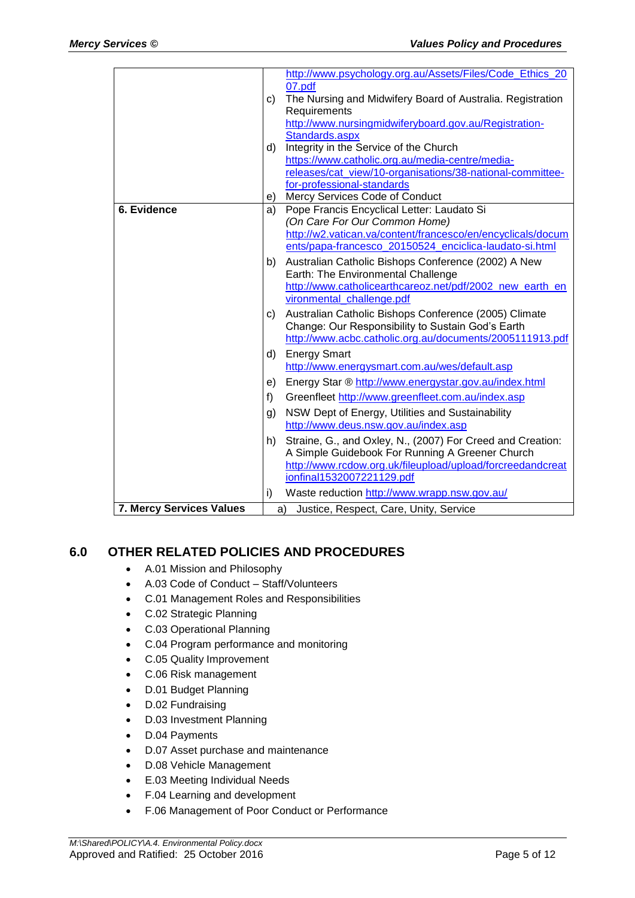| | |
|---|---|
| | http://www.psychology.org.au/Assets/Files/Code_Ethics_2007.pdf<br>c) The Nursing and Midwifery Board of Australia. Registration Requirements http://www.nursingmidwiferyboard.gov.au/Registration-Standards.aspx<br>d) Integrity in the Service of the Church https://www.catholic.org.au/media-centre/media-releases/cat_view/10-organisations/38-national-committee-for-professional-standards<br>e) Mercy Services Code of Conduct |
| **6. Evidence** | a) Pope Francis Encyclical Letter: Laudato Si *(On Care For Our Common Home)* http://w2.vatican.va/content/francesco/en/encyclicals/documents/papa-francesco_20150524_enciclica-laudato-si.html<br>b) Australian Catholic Bishops Conference (2002) A New Earth: The Environmental Challenge http://www.catholicearthcareoz.net/pdf/2002_new_earth_environmental_challenge.pdf<br>c) Australian Catholic Bishops Conference (2005) Climate Change: Our Responsibility to Sustain God's Earth http://www.acbc.catholic.org.au/documents/2005111913.pdf<br>d) Energy Smart http://www.energysmart.com.au/wes/default.asp<br>e) Energy Star ® http://www.energystar.gov.au/index.html<br>f) Greenfleet http://www.greenfleet.com.au/index.asp<br>g) NSW Dept of Energy, Utilities and Sustainability http://www.deus.nsw.gov.au/index.asp<br>h) Straine, G., and Oxley, N., (2007) For Creed and Creation: A Simple Guidebook For Running A Greener Church http://www.rcdow.org.uk/fileupload/upload/forcreedandcreationfinal1532007221129.pdf<br>i) Waste reduction http://www.wrapp.nsw.gov.au/ |
| **7. Mercy Services Values** | a) Justice, Respect, Care, Unity, Service |

## 6.0 OTHER RELATED POLICIES AND PROCEDURES

- A.01 Mission and Philosophy
- A.03 Code of Conduct – Staff/Volunteers
- C.01 Management Roles and Responsibilities
- C.02 Strategic Planning
- C.03 Operational Planning
- C.04 Program performance and monitoring
- C.05 Quality Improvement
- C.06 Risk management
- D.01 Budget Planning
- D.02 Fundraising
- D.03 Investment Planning
- D.04 Payments
- D.07 Asset purchase and maintenance
- D.08 Vehicle Management
- E.03 Meeting Individual Needs
- F.04 Learning and development
- F.06 Management of Poor Conduct or Performance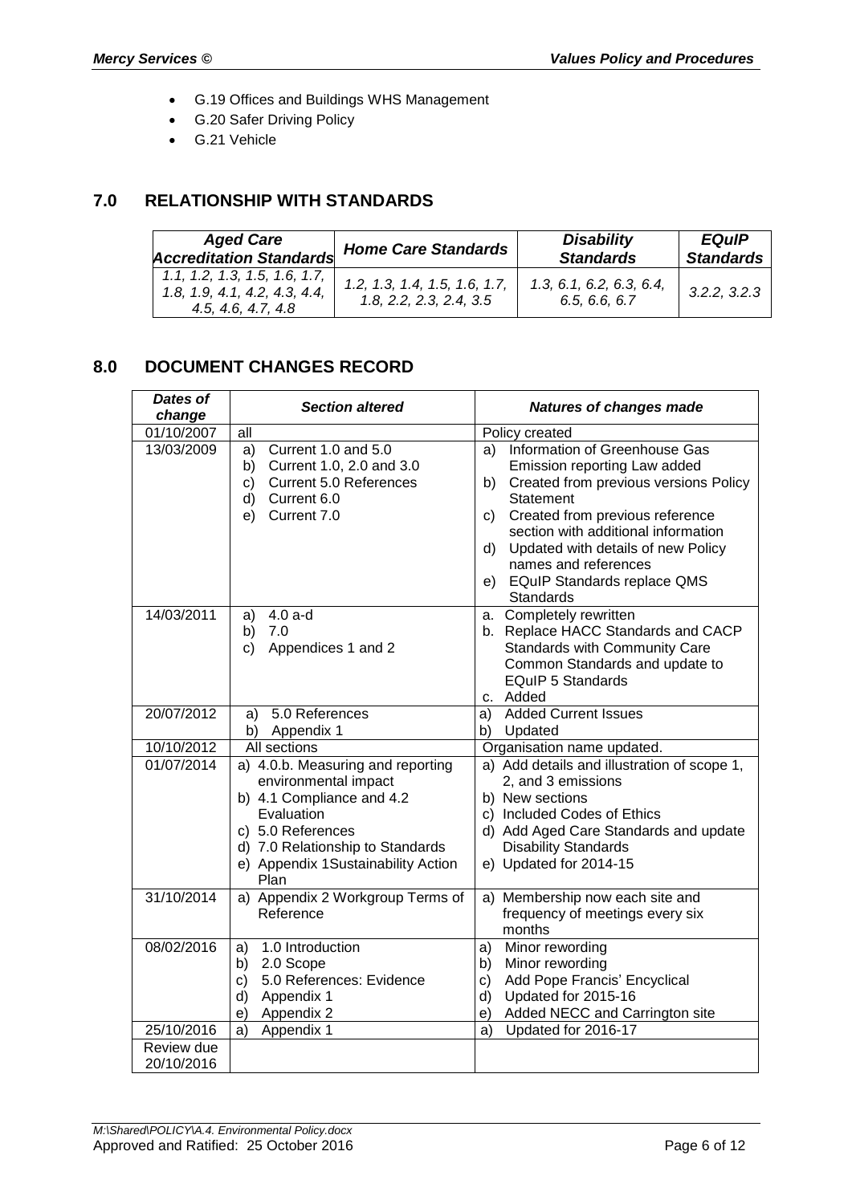- G.19 Offices and Buildings WHS Management
- G.20 Safer Driving Policy
- G.21 Vehicle

## 7.0 RELATIONSHIP WITH STANDARDS

| *Aged Care Accreditation Standards* | *Home Care Standards* | *Disability Standards* | *EQuIP Standards* |
|---|---|---|---|
| *1.1, 1.2, 1.3, 1.5, 1.6, 1.7, 1.8, 1.9, 4.1, 4.2, 4.3, 4.4, 4.5, 4.6, 4.7, 4.8* | *1.2, 1.3, 1.4, 1.5, 1.6, 1.7, 1.8, 2.2, 2.3, 2.4, 3.5* | *1.3, 6.1, 6.2, 6.3, 6.4, 6.5, 6.6, 6.7* | *3.2.2, 3.2.3* |

## 8.0 DOCUMENT CHANGES RECORD

| *Dates of change* | *Section altered* | *Natures of changes made* |
|---|---|---|
| 01/10/2007 | all | Policy created |
| 13/03/2009 | a) Current 1.0 and 5.0<br>b) Current 1.0, 2.0 and 3.0<br>c) Current 5.0 References<br>d) Current 6.0<br>e) Current 7.0 | a) Information of Greenhouse Gas Emission reporting Law added<br>b) Created from previous versions Policy Statement<br>c) Created from previous reference section with additional information<br>d) Updated with details of new Policy names and references<br>e) EQuIP Standards replace QMS Standards |
| 14/03/2011 | a) 4.0 a-d<br>b) 7.0<br>c) Appendices 1 and 2 | a. Completely rewritten<br>b. Replace HACC Standards and CACP Standards with Community Care Common Standards and update to EQuIP 5 Standards<br>c. Added |
| 20/07/2012 | a) 5.0 References<br>b) Appendix 1 | a) Added Current Issues<br>b) Updated |
| 10/10/2012 | All sections | Organisation name updated. |
| 01/07/2014 | a) 4.0.b. Measuring and reporting environmental impact<br>b) 4.1 Compliance and 4.2 Evaluation<br>c) 5.0 References<br>d) 7.0 Relationship to Standards<br>e) Appendix 1Sustainability Action Plan | a) Add details and illustration of scope 1, 2, and 3 emissions<br>b) New sections<br>c) Included Codes of Ethics<br>d) Add Aged Care Standards and update Disability Standards<br>e) Updated for 2014-15 |
| 31/10/2014 | a) Appendix 2 Workgroup Terms of Reference | a) Membership now each site and frequency of meetings every six months |
| 08/02/2016 | a) 1.0 Introduction<br>b) 2.0 Scope<br>c) 5.0 References: Evidence<br>d) Appendix 1<br>e) Appendix 2 | a) Minor rewording<br>b) Minor rewording<br>c) Add Pope Francis' Encyclical<br>d) Updated for 2015-16<br>e) Added NECC and Carrington site |
| 25/10/2016 | a) Appendix 1 | a) Updated for 2016-17 |
| Review due 20/10/2016 | | |

M:\Shared\POLICY\A.4. Environmental Policy.docx
Approved and Ratified: 25 October 2016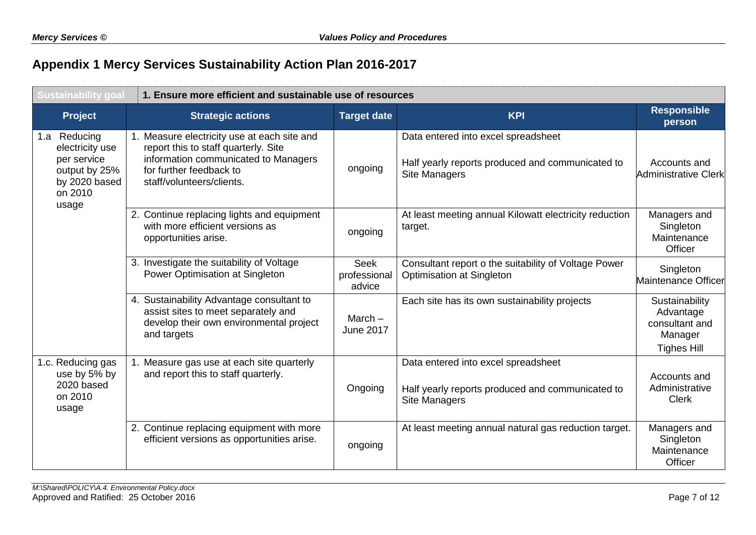# Appendix 1 Mercy Services Sustainability Action Plan 2016-2017

| Sustainability goal | 1. Ensure more efficient and sustainable use of resources | | | |
|---|---|---|---|---|
| **Project** | **Strategic actions** | **Target date** | **KPI** | **Responsible person** |
| 1.a Reducing electricity use per service output by 25% by 2020 based on 2010 usage | 1. Measure electricity use at each site and report this to staff quarterly. Site information communicated to Managers for further feedback to staff/volunteers/clients. | ongoing | Data entered into excel spreadsheet<br><br>Half yearly reports produced and communicated to Site Managers | Accounts and Administrative Clerk |
| | 2. Continue replacing lights and equipment with more efficient versions as opportunities arise. | ongoing | At least meeting annual Kilowatt electricity reduction target. | Managers and Singleton Maintenance Officer |
| | 3. Investigate the suitability of Voltage Power Optimisation at Singleton | Seek professional advice | Consultant report o the suitability of Voltage Power Optimisation at Singleton | Singleton Maintenance Officer |
| | 4. Sustainability Advantage consultant to assist sites to meet separately and develop their own environmental project and targets | March – June 2017 | Each site has its own sustainability projects | Sustainability Advantage consultant and Manager Tighes Hill |
| 1.c. Reducing gas use by 5% by 2020 based on 2010 usage | 1. Measure gas use at each site quarterly and report this to staff quarterly. | Ongoing | Data entered into excel spreadsheet<br><br>Half yearly reports produced and communicated to Site Managers | Accounts and Administrative Clerk |
| | 2. Continue replacing equipment with more efficient versions as opportunities arise. | ongoing | At least meeting annual natural gas reduction target. | Managers and Singleton Maintenance Officer |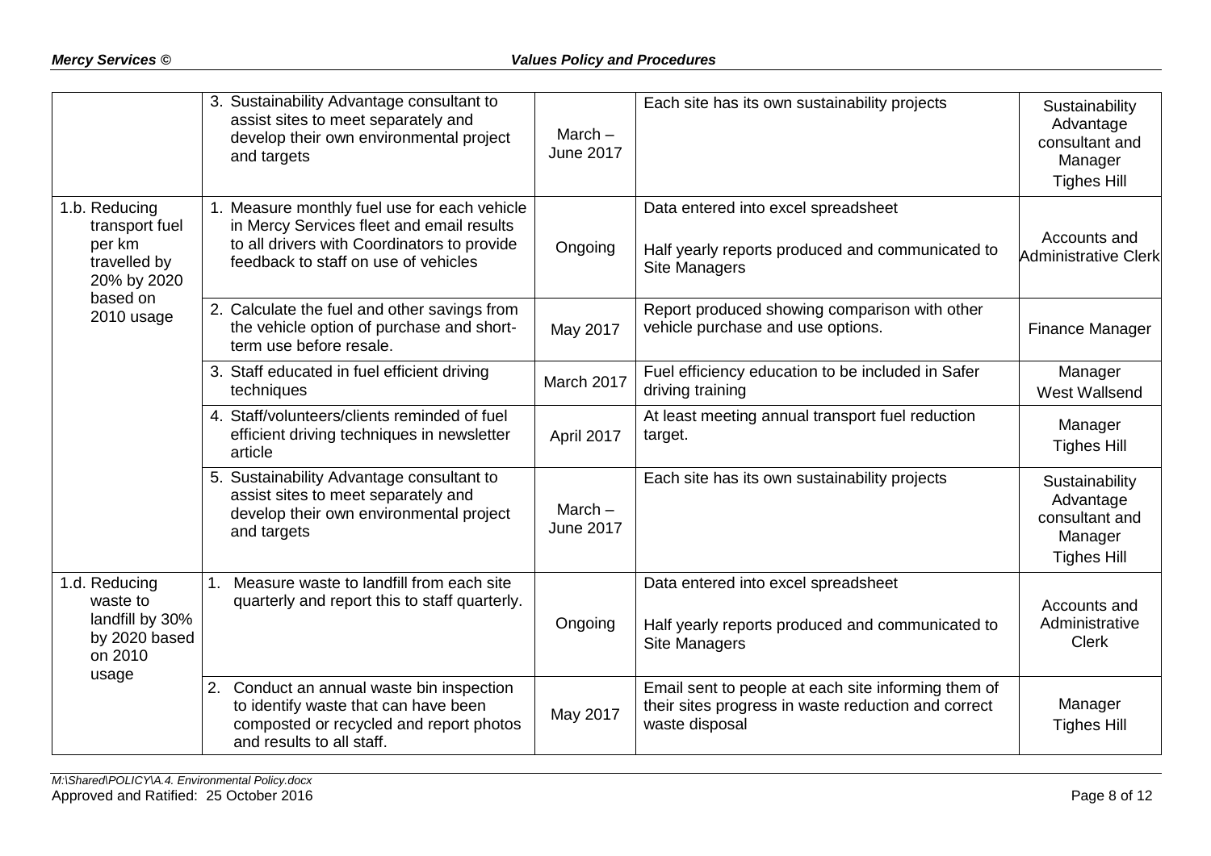| | | | | |
|---|---|---|---|---|
| | 3. Sustainability Advantage consultant to assist sites to meet separately and develop their own environmental project and targets | March – June 2017 | Each site has its own sustainability projects | Sustainability Advantage consultant and Manager Tighes Hill |
| 1.b. Reducing transport fuel per km travelled by 20% by 2020 based on 2010 usage | 1. Measure monthly fuel use for each vehicle in Mercy Services fleet and email results to all drivers with Coordinators to provide feedback to staff on use of vehicles | Ongoing | Data entered into excel spreadsheet<br><br>Half yearly reports produced and communicated to Site Managers | Accounts and Administrative Clerk |
| | 2. Calculate the fuel and other savings from the vehicle option of purchase and short-term use before resale. | May 2017 | Report produced showing comparison with other vehicle purchase and use options. | Finance Manager |
| | 3. Staff educated in fuel efficient driving techniques | March 2017 | Fuel efficiency education to be included in Safer driving training | Manager West Wallsend |
| | 4. Staff/volunteers/clients reminded of fuel efficient driving techniques in newsletter article | April 2017 | At least meeting annual transport fuel reduction target. | Manager Tighes Hill |
| | 5. Sustainability Advantage consultant to assist sites to meet separately and develop their own environmental project and targets | March – June 2017 | Each site has its own sustainability projects | Sustainability Advantage consultant and Manager Tighes Hill |
| 1.d. Reducing waste to landfill by 30% by 2020 based on 2010 usage | 1. Measure waste to landfill from each site quarterly and report this to staff quarterly. | Ongoing | Data entered into excel spreadsheet<br><br>Half yearly reports produced and communicated to Site Managers | Accounts and Administrative Clerk |
| | 2. Conduct an annual waste bin inspection to identify waste that can have been composted or recycled and report photos and results to all staff. | May 2017 | Email sent to people at each site informing them of their sites progress in waste reduction and correct waste disposal | Manager Tighes Hill |

M:\Shared\POLICY\A.4. Environmental Policy.docx
Approved and Ratified: 25 October 2016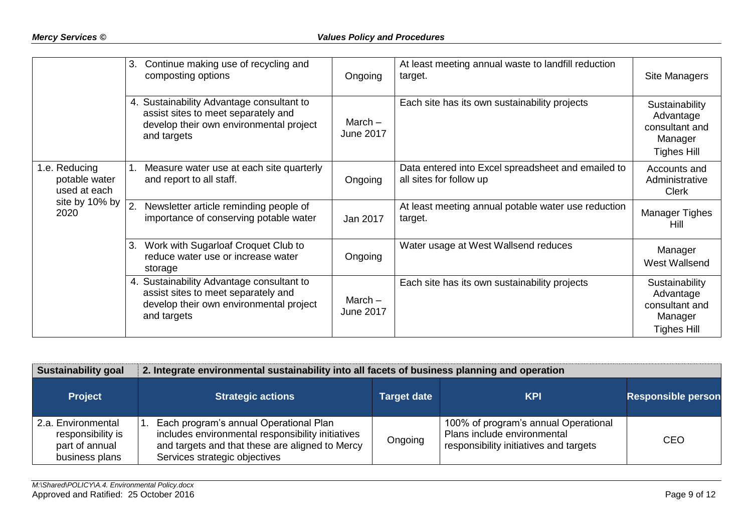| | | | | |
|---|---|---|---|---|
| | 3. Continue making use of recycling and composting options | Ongoing | At least meeting annual waste to landfill reduction target. | Site Managers |
| | 4. Sustainability Advantage consultant to assist sites to meet separately and develop their own environmental project and targets | March – June 2017 | Each site has its own sustainability projects | Sustainability Advantage consultant and Manager Tighes Hill |
| 1.e. Reducing potable water used at each site by 10% by 2020 | 1. Measure water use at each site quarterly and report to all staff. | Ongoing | Data entered into Excel spreadsheet and emailed to all sites for follow up | Accounts and Administrative Clerk |
| | 2. Newsletter article reminding people of importance of conserving potable water | Jan 2017 | At least meeting annual potable water use reduction target. | Manager Tighes Hill |
| | 3. Work with Sugarloaf Croquet Club to reduce water use or increase water storage | Ongoing | Water usage at West Wallsend reduces | Manager West Wallsend |
| | 4. Sustainability Advantage consultant to assist sites to meet separately and develop their own environmental project and targets | March – June 2017 | Each site has its own sustainability projects | Sustainability Advantage consultant and Manager Tighes Hill |

| **Sustainability goal** | **2. Integrate environmental sustainability into all facets of business planning and operation** | | | |
|---|---|---|---|---|
| **Project** | **Strategic actions** | **Target date** | **KPI** | **Responsible person** |
| 2.a. Environmental responsibility is part of annual business plans | 1. Each program's annual Operational Plan includes environmental responsibility initiatives and targets and that these are aligned to Mercy Services strategic objectives | Ongoing | 100% of program's annual Operational Plans include environmental responsibility initiatives and targets | CEO |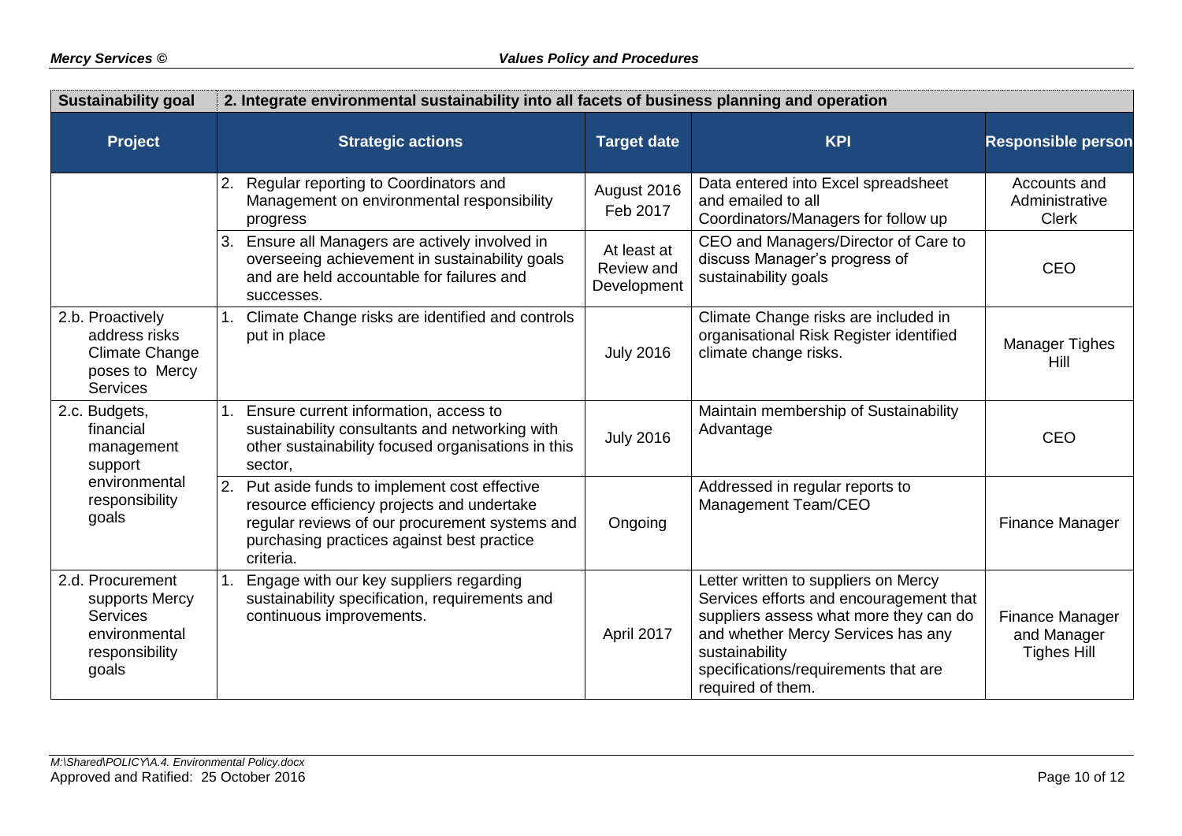| Sustainability goal | 2. Integrate environmental sustainability into all facets of business planning and operation | | | |
|---|---|---|---|---|
| **Project** | **Strategic actions** | **Target date** | **KPI** | **Responsible person** |
| | 2. Regular reporting to Coordinators and Management on environmental responsibility progress | August 2016 Feb 2017 | Data entered into Excel spreadsheet and emailed to all Coordinators/Managers for follow up | Accounts and Administrative Clerk |
| | 3. Ensure all Managers are actively involved in overseeing achievement in sustainability goals and are held accountable for failures and successes. | At least at Review and Development | CEO and Managers/Director of Care to discuss Manager's progress of sustainability goals | CEO |
| 2.b. Proactively address risks Climate Change poses to Mercy Services | 1. Climate Change risks are identified and controls put in place | July 2016 | Climate Change risks are included in organisational Risk Register identified climate change risks. | Manager Tighes Hill |
| 2.c. Budgets, financial management support environmental responsibility goals | 1. Ensure current information, access to sustainability consultants and networking with other sustainability focused organisations in this sector, | July 2016 | Maintain membership of Sustainability Advantage | CEO |
| | 2. Put aside funds to implement cost effective resource efficiency projects and undertake regular reviews of our procurement systems and purchasing practices against best practice criteria. | Ongoing | Addressed in regular reports to Management Team/CEO | Finance Manager |
| 2.d. Procurement supports Mercy Services environmental responsibility goals | 1. Engage with our key suppliers regarding sustainability specification, requirements and continuous improvements. | April 2017 | Letter written to suppliers on Mercy Services efforts and encouragement that suppliers assess what more they can do and whether Mercy Services has any sustainability specifications/requirements that are required of them. | Finance Manager and Manager Tighes Hill |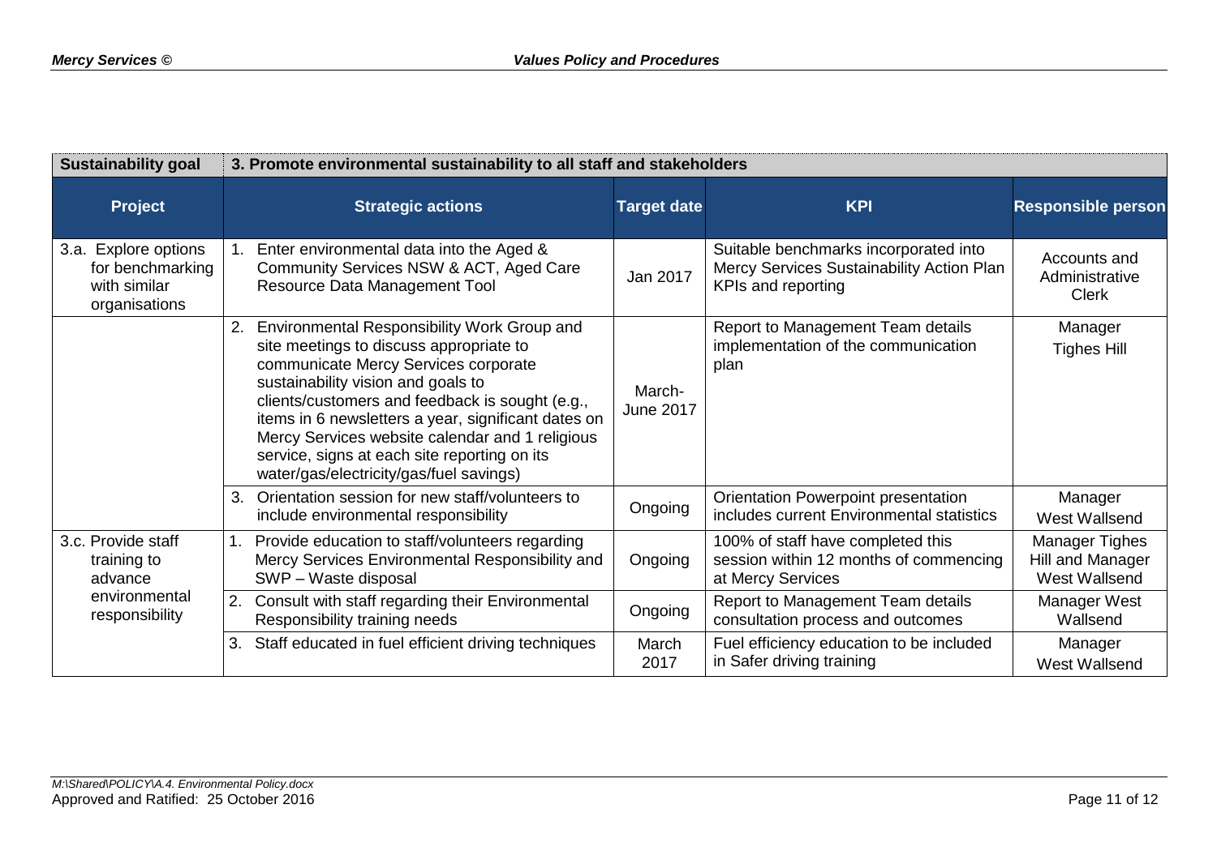| Sustainability goal | 3. Promote environmental sustainability to all staff and stakeholders | | | |
|---|---|---|---|---|
| **Project** | **Strategic actions** | **Target date** | **KPI** | **Responsible person** |
| 3.a. Explore options for benchmarking with similar organisations | 1. Enter environmental data into the Aged & Community Services NSW & ACT, Aged Care Resource Data Management Tool | Jan 2017 | Suitable benchmarks incorporated into Mercy Services Sustainability Action Plan KPIs and reporting | Accounts and Administrative Clerk |
| | 2. Environmental Responsibility Work Group and site meetings to discuss appropriate to communicate Mercy Services corporate sustainability vision and goals to clients/customers and feedback is sought (e.g., items in 6 newsletters a year, significant dates on Mercy Services website calendar and 1 religious service, signs at each site reporting on its water/gas/electricity/gas/fuel savings) | March-June 2017 | Report to Management Team details implementation of the communication plan | Manager Tighes Hill |
| | 3. Orientation session for new staff/volunteers to include environmental responsibility | Ongoing | Orientation Powerpoint presentation includes current Environmental statistics | Manager West Wallsend |
| 3.c. Provide staff training to advance environmental responsibility | 1. Provide education to staff/volunteers regarding Mercy Services Environmental Responsibility and SWP – Waste disposal | Ongoing | 100% of staff have completed this session within 12 months of commencing at Mercy Services | Manager Tighes Hill and Manager West Wallsend |
| | 2. Consult with staff regarding their Environmental Responsibility training needs | Ongoing | Report to Management Team details consultation process and outcomes | Manager West Wallsend |
| | 3. Staff educated in fuel efficient driving techniques | March 2017 | Fuel efficiency education to be included in Safer driving training | Manager West Wallsend |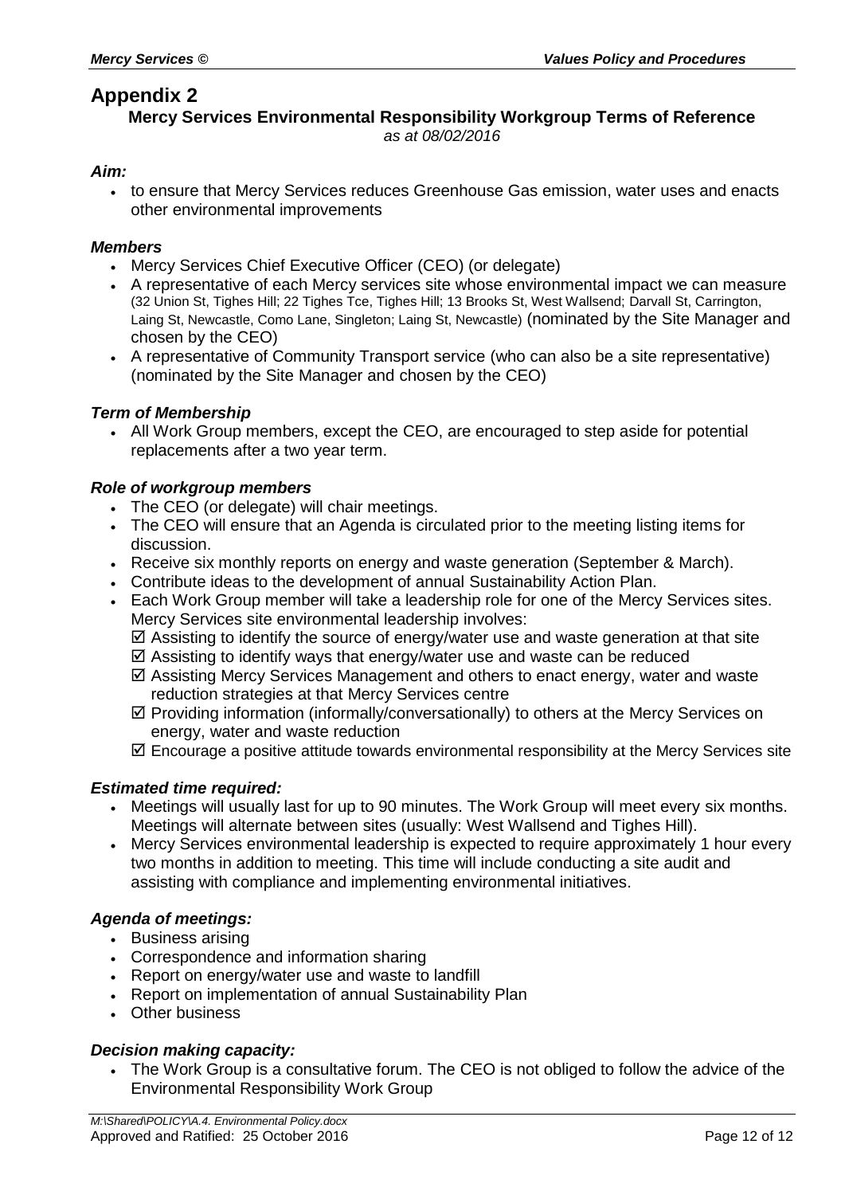# Appendix 2

**Mercy Services Environmental Responsibility Workgroup Terms of Reference**

*as at 08/02/2016*

### *Aim:*

- to ensure that Mercy Services reduces Greenhouse Gas emission, water uses and enacts other environmental improvements

### *Members*

- Mercy Services Chief Executive Officer (CEO) (or delegate)
- A representative of each Mercy services site whose environmental impact we can measure (32 Union St, Tighes Hill; 22 Tighes Tce, Tighes Hill; 13 Brooks St, West Wallsend; Darvall St, Carrington, Laing St, Newcastle, Como Lane, Singleton; Laing St, Newcastle) (nominated by the Site Manager and chosen by the CEO)
- A representative of Community Transport service (who can also be a site representative) (nominated by the Site Manager and chosen by the CEO)

### *Term of Membership*

- All Work Group members, except the CEO, are encouraged to step aside for potential replacements after a two year term.

### *Role of workgroup members*

- The CEO (or delegate) will chair meetings.
- The CEO will ensure that an Agenda is circulated prior to the meeting listing items for discussion.
- Receive six monthly reports on energy and waste generation (September & March).
- Contribute ideas to the development of annual Sustainability Action Plan.
- Each Work Group member will take a leadership role for one of the Mercy Services sites. Mercy Services site environmental leadership involves:
  - ☑ Assisting to identify the source of energy/water use and waste generation at that site
  - ☑ Assisting to identify ways that energy/water use and waste can be reduced
  - ☑ Assisting Mercy Services Management and others to enact energy, water and waste reduction strategies at that Mercy Services centre
  - ☑ Providing information (informally/conversationally) to others at the Mercy Services on energy, water and waste reduction
  - ☑ Encourage a positive attitude towards environmental responsibility at the Mercy Services site

### *Estimated time required:*

- Meetings will usually last for up to 90 minutes. The Work Group will meet every six months. Meetings will alternate between sites (usually: West Wallsend and Tighes Hill).
- Mercy Services environmental leadership is expected to require approximately 1 hour every two months in addition to meeting. This time will include conducting a site audit and assisting with compliance and implementing environmental initiatives.

### *Agenda of meetings:*

- Business arising
- Correspondence and information sharing
- Report on energy/water use and waste to landfill
- Report on implementation of annual Sustainability Plan
- Other business

### *Decision making capacity:*

- The Work Group is a consultative forum. The CEO is not obliged to follow the advice of the Environmental Responsibility Work Group

M:\Shared\POLICY\A.4. Environmental Policy.docx
Approved and Ratified: 25 October 2016